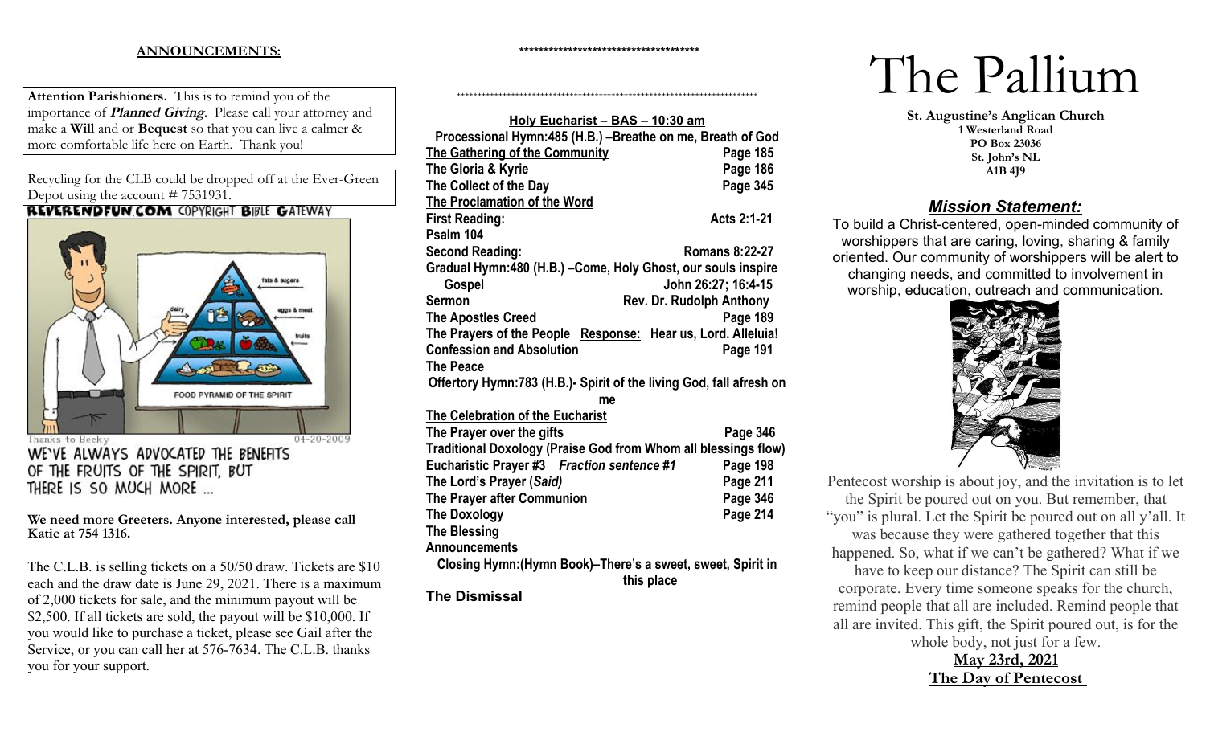**ANNOUNCEMENTS:**

**Attention Parishioners.** This is to remind you of the importance of ***Planned Giving***. Please call your attorney and make a **Will** and or **Bequest** so that you can live a calmer & more comfortable life here on Earth. Thank you!

Recycling for the CLB could be dropped off at the Ever-Green Depot using the account # 7531931.

REVERENDFUN.COM COPYRIGHT BIBLE GATEWAY

Thanks to Becky 04-20-2009

WE'VE ALWAYS ADVOCATED THE BENEFITS OF THE FRUITS OF THE SPIRIT, BUT THERE IS SO MUCH MORE ...

**We need more Greeters. Anyone interested, please call Katie at 754 1316.**

The C.L.B. is selling tickets on a 50/50 draw. Tickets are $10 each and the draw date is June 29, 2021. There is a maximum of 2,000 tickets for sale, and the minimum payout will be $2,500. If all tickets are sold, the payout will be $10,000. If you would like to purchase a ticket, please see Gail after the Service, or you can call her at 576-7634. The C.L.B. thanks you for your support.

**************************************

++++++++++++++++++++++++++++++++++++++++++++++++++++++++++++++++++++++++

**Holy Eucharist – BAS – 10:30 am**

**Processional Hymn:485 (H.B.) –Breathe on me, Breath of God**

| | |
|---|---|
| **The Gathering of the Community** | **Page 185** |
| **The Gloria & Kyrie** | **Page 186** |
| **The Collect of the Day** | **Page 345** |
| **The Proclamation of the Word** | |
| **First Reading:** | **Acts 2:1-21** |
| **Psalm 104** | |
| **Second Reading:** | **Romans 8:22-27** |

**Gradual Hymn:480 (H.B.) –Come, Holy Ghost, our souls inspire**

| | |
|---|---|
| **Gospel** | **John 26:27; 16:4-15** |
| **Sermon** | **Rev. Dr. Rudolph Anthony** |
| **The Apostles Creed** | **Page 189** |

**The Prayers of the People Response: Hear us, Lord. Alleluia!**

| | |
|---|---|
| **Confession and Absolution** | **Page 191** |
| **The Peace** | |

**Offertory Hymn:783 (H.B.)- Spirit of the living God, fall afresh on me**

| | |
|---|---|
| **The Celebration of the Eucharist** | |
| **The Prayer over the gifts** | **Page 346** |

**Traditional Doxology (Praise God from Whom all blessings flow)**

| | |
|---|---|
| **Eucharistic Prayer #3 *Fraction sentence #1*** | **Page 198** |
| **The Lord's Prayer (*Said*)** | **Page 211** |
| **The Prayer after Communion** | **Page 346** |
| **The Doxology** | **Page 214** |
| **The Blessing** | |
| **Announcements** | |

**Closing Hymn:(Hymn Book)–There's a sweet, sweet, Spirit in this place**

**The Dismissal**

# The Pallium

**St. Augustine's Anglican Church**
**1 Westerland Road**
**PO Box 23036**
**St. John's NL**
**A1B 4J9**

## *Mission Statement:*

To build a Christ-centered, open-minded community of worshippers that are caring, loving, sharing & family oriented. Our community of worshippers will be alert to changing needs, and committed to involvement in worship, education, outreach and communication.

Pentecost worship is about joy, and the invitation is to let the Spirit be poured out on you. But remember, that "you" is plural. Let the Spirit be poured out on all y'all. It was because they were gathered together that this happened. So, what if we can't be gathered? What if we have to keep our distance? The Spirit can still be corporate. Every time someone speaks for the church, remind people that all are included. Remind people that all are invited. This gift, the Spirit poured out, is for the whole body, not just for a few.

**May 23rd, 2021**

**The Day of Pentecost**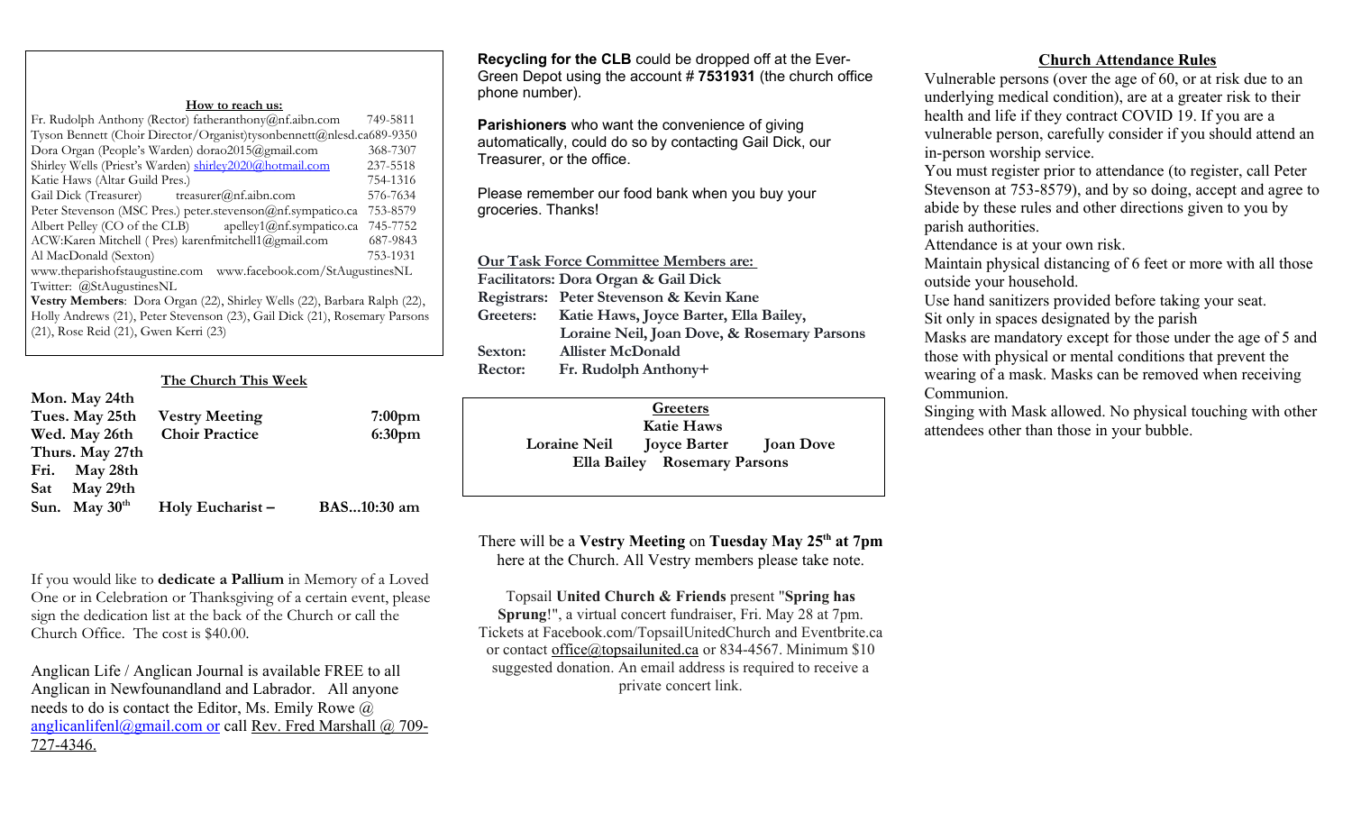**How to reach us:**

Fr. Rudolph Anthony (Rector) fatheranthony@nf.aibn.com 749-5811
Tyson Bennett (Choir Director/Organist)tysonbennett@nlesd.ca689-9350
Dora Organ (People's Warden) dorao2015@gmail.com 368-7307
Shirley Wells (Priest's Warden) shirley2020@hotmail.com 237-5518
Katie Haws (Altar Guild Pres.) 754-1316
Gail Dick (Treasurer) treasurer@nf.aibn.com 576-7634
Peter Stevenson (MSC Pres.) peter.stevenson@nf.sympatico.ca 753-8579
Albert Pelley (CO of the CLB) apelley1@nf.sympatico.ca 745-7752
ACW:Karen Mitchell ( Pres) karenfmitchell1@gmail.com 687-9843
Al MacDonald (Sexton) 753-1931
www.theparishofstaugustine.com www.facebook.com/StAugustinesNL
Twitter: @StAugustinesNL

**Vestry Members**: Dora Organ (22), Shirley Wells (22), Barbara Ralph (22), Holly Andrews (21), Peter Stevenson (23), Gail Dick (21), Rosemary Parsons (21), Rose Reid (21), Gwen Kerri (23)

**The Church This Week**

| | | |
|---|---|---|
| **Mon. May 24th** | | |
| **Tues. May 25th** | **Vestry Meeting** | **7:00pm** |
| **Wed. May 26th** | **Choir Practice** | **6:30pm** |
| **Thurs. May 27th** | | |
| **Fri. May 28th** | | |
| **Sat May 29th** | | |
| **Sun. May 30th** | **Holy Eucharist –** | **BAS...10:30 am** |

If you would like to **dedicate a Pallium** in Memory of a Loved One or in Celebration or Thanksgiving of a certain event, please sign the dedication list at the back of the Church or call the Church Office. The cost is $40.00.

Anglican Life / Anglican Journal is available FREE to all Anglican in Newfounandland and Labrador. All anyone needs to do is contact the Editor, Ms. Emily Rowe @ anglicanlifenl@gmail.com or call Rev. Fred Marshall @ 709-727-4346.

**Recycling for the CLB** could be dropped off at the Ever-Green Depot using the account # **7531931** (the church office phone number).

**Parishioners** who want the convenience of giving automatically, could do so by contacting Gail Dick, our Treasurer, or the office.

Please remember our food bank when you buy your groceries. Thanks!

**Our Task Force Committee Members are:**

**Facilitators: Dora Organ & Gail Dick**
**Registrars: Peter Stevenson & Kevin Kane**
**Greeters: Katie Haws, Joyce Barter, Ella Bailey, Loraine Neil, Joan Dove, & Rosemary Parsons**
**Sexton: Allister McDonald**
**Rector: Fr. Rudolph Anthony+**

**Greeters**

**Katie Haws**
**Loraine Neil Joyce Barter Joan Dove**
**Ella Bailey Rosemary Parsons**

There will be a **Vestry Meeting** on **Tuesday May 25th at 7pm** here at the Church. All Vestry members please take note.

Topsail **United Church & Friends** present "**Spring has Sprung**!", a virtual concert fundraiser, Fri. May 28 at 7pm. Tickets at Facebook.com/TopsailUnitedChurch and Eventbrite.ca or contact office@topsailunited.ca or 834-4567. Minimum $10 suggested donation. An email address is required to receive a private concert link.

**Church Attendance Rules**

Vulnerable persons (over the age of 60, or at risk due to an underlying medical condition), are at a greater risk to their health and life if they contract COVID 19. If you are a vulnerable person, carefully consider if you should attend an in-person worship service.

You must register prior to attendance (to register, call Peter Stevenson at 753-8579), and by so doing, accept and agree to abide by these rules and other directions given to you by parish authorities.

Attendance is at your own risk.

Maintain physical distancing of 6 feet or more with all those outside your household.

Use hand sanitizers provided before taking your seat.

Sit only in spaces designated by the parish

Masks are mandatory except for those under the age of 5 and those with physical or mental conditions that prevent the wearing of a mask. Masks can be removed when receiving Communion.

Singing with Mask allowed. No physical touching with other attendees other than those in your bubble.